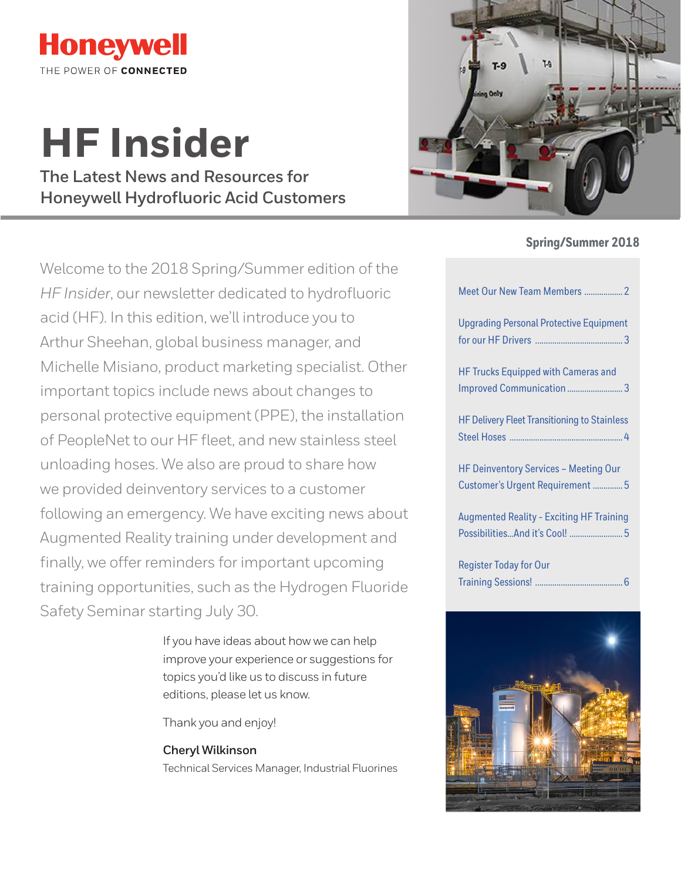Honeywell
THE POWER OF **CONNECTED**

# HF Insider

## The Latest News and Resources for Honeywell Hydrofluoric Acid Customers

**Spring/Summer 2018**

Welcome to the 2018 Spring/Summer edition of the *HF Insider*, our newsletter dedicated to hydrofluoric acid (HF). In this edition, we'll introduce you to Arthur Sheehan, global business manager, and Michelle Misiano, product marketing specialist. Other important topics include news about changes to personal protective equipment (PPE), the installation of PeopleNet to our HF fleet, and new stainless steel unloading hoses. We also are proud to share how we provided deinventory services to a customer following an emergency. We have exciting news about Augmented Reality training under development and finally, we offer reminders for important upcoming training opportunities, such as the Hydrogen Fluoride Safety Seminar starting July 30.

If you have ideas about how we can help improve your experience or suggestions for topics you'd like us to discuss in future editions, please let us know.

Thank you and enjoy!

**Cheryl Wilkinson**
Technical Services Manager, Industrial Fluorines

- Meet Our New Team Members .................. 2
- Upgrading Personal Protective Equipment for our HF Drivers .................. 3
- HF Trucks Equipped with Cameras and Improved Communication .................. 3
- HF Delivery Fleet Transitioning to Stainless Steel Hoses .................. 4
- HF Deinventory Services – Meeting Our Customer's Urgent Requirement .................. 5
- Augmented Reality - Exciting HF Training Possibilities...And it's Cool! .................. 5
- Register Today for Our Training Sessions! .................. 6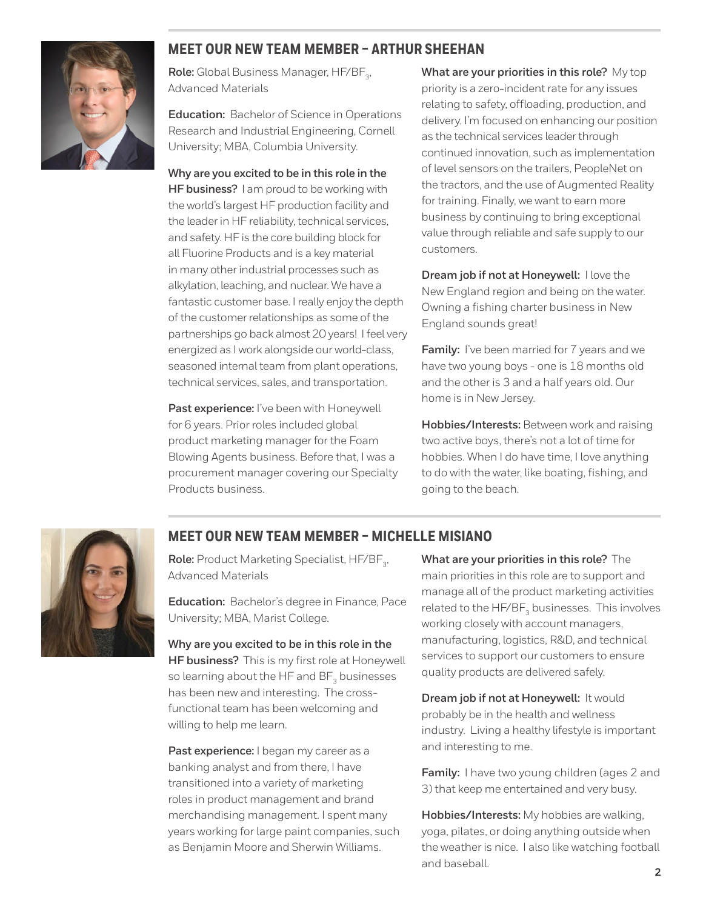## MEET OUR NEW TEAM MEMBER – ARTHUR SHEEHAN

**Role:** Global Business Manager, HF/$BF_3$, Advanced Materials

**Education:** Bachelor of Science in Operations Research and Industrial Engineering, Cornell University; MBA, Columbia University.

**Why are you excited to be in this role in the HF business?** I am proud to be working with the world's largest HF production facility and the leader in HF reliability, technical services, and safety. HF is the core building block for all Fluorine Products and is a key material in many other industrial processes such as alkylation, leaching, and nuclear. We have a fantastic customer base. I really enjoy the depth of the customer relationships as some of the partnerships go back almost 20 years! I feel very energized as I work alongside our world-class, seasoned internal team from plant operations, technical services, sales, and transportation.

**Past experience:** I've been with Honeywell for 6 years. Prior roles included global product marketing manager for the Foam Blowing Agents business. Before that, I was a procurement manager covering our Specialty Products business.

**What are your priorities in this role?** My top priority is a zero-incident rate for any issues relating to safety, offloading, production, and delivery. I'm focused on enhancing our position as the technical services leader through continued innovation, such as implementation of level sensors on the trailers, PeopleNet on the tractors, and the use of Augmented Reality for training. Finally, we want to earn more business by continuing to bring exceptional value through reliable and safe supply to our customers.

**Dream job if not at Honeywell:** I love the New England region and being on the water. Owning a fishing charter business in New England sounds great!

**Family:** I've been married for 7 years and we have two young boys - one is 18 months old and the other is 3 and a half years old. Our home is in New Jersey.

**Hobbies/Interests:** Between work and raising two active boys, there's not a lot of time for hobbies. When I do have time, I love anything to do with the water, like boating, fishing, and going to the beach.

## MEET OUR NEW TEAM MEMBER – MICHELLE MISIANO

**Role:** Product Marketing Specialist, HF/$BF_3$, Advanced Materials

**Education:** Bachelor's degree in Finance, Pace University; MBA, Marist College.

**Why are you excited to be in this role in the HF business?** This is my first role at Honeywell so learning about the HF and $BF_3$ businesses has been new and interesting. The cross-functional team has been welcoming and willing to help me learn.

**Past experience:** I began my career as a banking analyst and from there, I have transitioned into a variety of marketing roles in product management and brand merchandising management. I spent many years working for large paint companies, such as Benjamin Moore and Sherwin Williams.

**What are your priorities in this role?** The main priorities in this role are to support and manage all of the product marketing activities related to the HF/$BF_3$ businesses. This involves working closely with account managers, manufacturing, logistics, R&D, and technical services to support our customers to ensure quality products are delivered safely.

**Dream job if not at Honeywell:** It would probably be in the health and wellness industry. Living a healthy lifestyle is important and interesting to me.

**Family:** I have two young children (ages 2 and 3) that keep me entertained and very busy.

**Hobbies/Interests:** My hobbies are walking, yoga, pilates, or doing anything outside when the weather is nice. I also like watching football and baseball.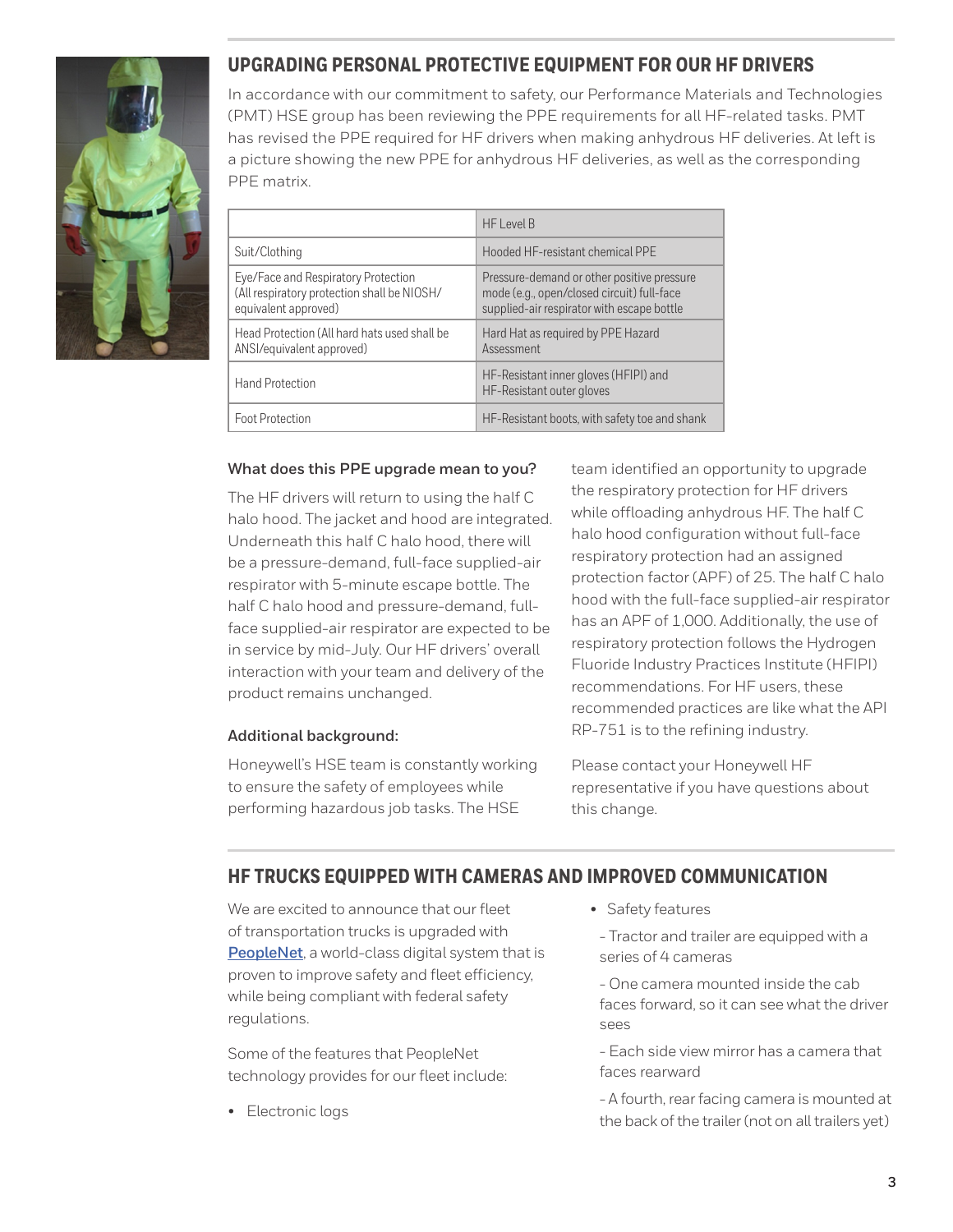## UPGRADING PERSONAL PROTECTIVE EQUIPMENT FOR OUR HF DRIVERS

In accordance with our commitment to safety, our Performance Materials and Technologies (PMT) HSE group has been reviewing the PPE requirements for all HF-related tasks. PMT has revised the PPE required for HF drivers when making anhydrous HF deliveries. At left is a picture showing the new PPE for anhydrous HF deliveries, as well as the corresponding PPE matrix.

| | HF Level B |
|---|---|
| Suit/Clothing | Hooded HF-resistant chemical PPE |
| Eye/Face and Respiratory Protection (All respiratory protection shall be NIOSH/equivalent approved) | Pressure-demand or other positive pressure mode (e.g., open/closed circuit) full-face supplied-air respirator with escape bottle |
| Head Protection (All hard hats used shall be ANSI/equivalent approved) | Hard Hat as required by PPE Hazard Assessment |
| Hand Protection | HF-Resistant inner gloves (HFIPI) and HF-Resistant outer gloves |
| Foot Protection | HF-Resistant boots, with safety toe and shank |

### What does this PPE upgrade mean to you?

The HF drivers will return to using the half C halo hood. The jacket and hood are integrated. Underneath this half C halo hood, there will be a pressure-demand, full-face supplied-air respirator with 5-minute escape bottle. The half C halo hood and pressure-demand, full-face supplied-air respirator are expected to be in service by mid-July. Our HF drivers' overall interaction with your team and delivery of the product remains unchanged.

### Additional background:

Honeywell's HSE team is constantly working to ensure the safety of employees while performing hazardous job tasks. The HSE team identified an opportunity to upgrade the respiratory protection for HF drivers while offloading anhydrous HF. The half C halo hood configuration without full-face respiratory protection had an assigned protection factor (APF) of 25. The half C halo hood with the full-face supplied-air respirator has an APF of 1,000. Additionally, the use of respiratory protection follows the Hydrogen Fluoride Industry Practices Institute (HFIPI) recommendations. For HF users, these recommended practices are like what the API RP-751 is to the refining industry.

Please contact your Honeywell HF representative if you have questions about this change.

## HF TRUCKS EQUIPPED WITH CAMERAS AND IMPROVED COMMUNICATION

We are excited to announce that our fleet of transportation trucks is upgraded with PeopleNet, a world-class digital system that is proven to improve safety and fleet efficiency, while being compliant with federal safety regulations.

Some of the features that PeopleNet technology provides for our fleet include:

- Electronic logs
- Safety features

  - Tractor and trailer are equipped with a series of 4 cameras

  - One camera mounted inside the cab faces forward, so it can see what the driver sees

  - Each side view mirror has a camera that faces rearward

  - A fourth, rear facing camera is mounted at the back of the trailer (not on all trailers yet)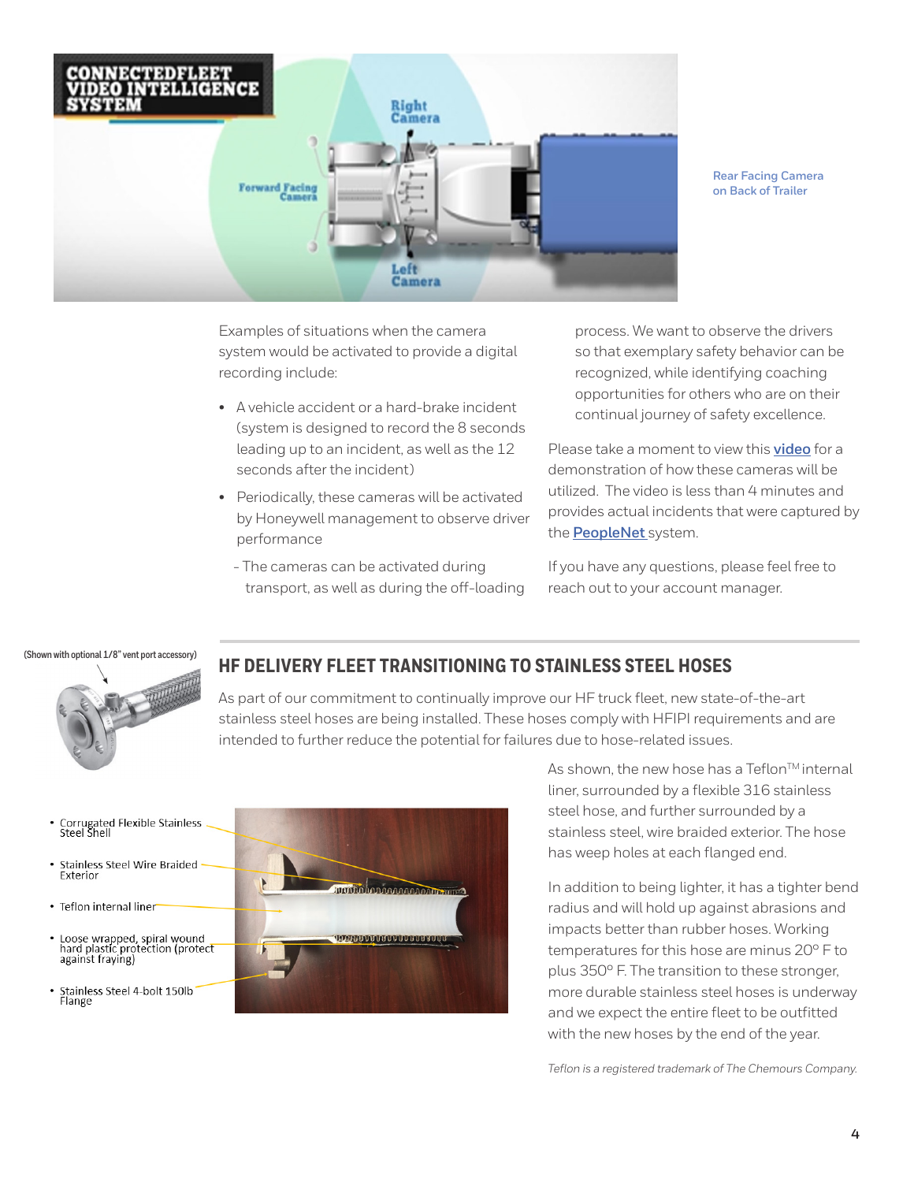Rear Facing Camera on Back of Trailer

Examples of situations when the camera system would be activated to provide a digital recording include:

- A vehicle accident or a hard-brake incident (system is designed to record the 8 seconds leading up to an incident, as well as the 12 seconds after the incident)
- Periodically, these cameras will be activated by Honeywell management to observe driver performance
  - The cameras can be activated during transport, as well as during the off-loading process. We want to observe the drivers so that exemplary safety behavior can be recognized, while identifying coaching opportunities for others who are on their continual journey of safety excellence.

Please take a moment to view this **video** for a demonstration of how these cameras will be utilized. The video is less than 4 minutes and provides actual incidents that were captured by the **PeopleNet** system.

If you have any questions, please feel free to reach out to your account manager.

## HF DELIVERY FLEET TRANSITIONING TO STAINLESS STEEL HOSES

(Shown with optional 1/8" vent port accessory)

As part of our commitment to continually improve our HF truck fleet, new state-of-the-art stainless steel hoses are being installed. These hoses comply with HFIPI requirements and are intended to further reduce the potential for failures due to hose-related issues.

- Corrugated Flexible Stainless Steel Shell
- Stainless Steel Wire Braided Exterior
- Teflon internal liner
- Loose wrapped, spiral wound hard plastic protection (protect against fraying)
- Stainless Steel 4-bolt 150lb Flange

As shown, the new hose has a Teflon™ internal liner, surrounded by a flexible 316 stainless steel hose, and further surrounded by a stainless steel, wire braided exterior. The hose has weep holes at each flanged end.

In addition to being lighter, it has a tighter bend radius and will hold up against abrasions and impacts better than rubber hoses. Working temperatures for this hose are minus 20° F to plus 350° F. The transition to these stronger, more durable stainless steel hoses is underway and we expect the entire fleet to be outfitted with the new hoses by the end of the year.

*Teflon is a registered trademark of The Chemours Company.*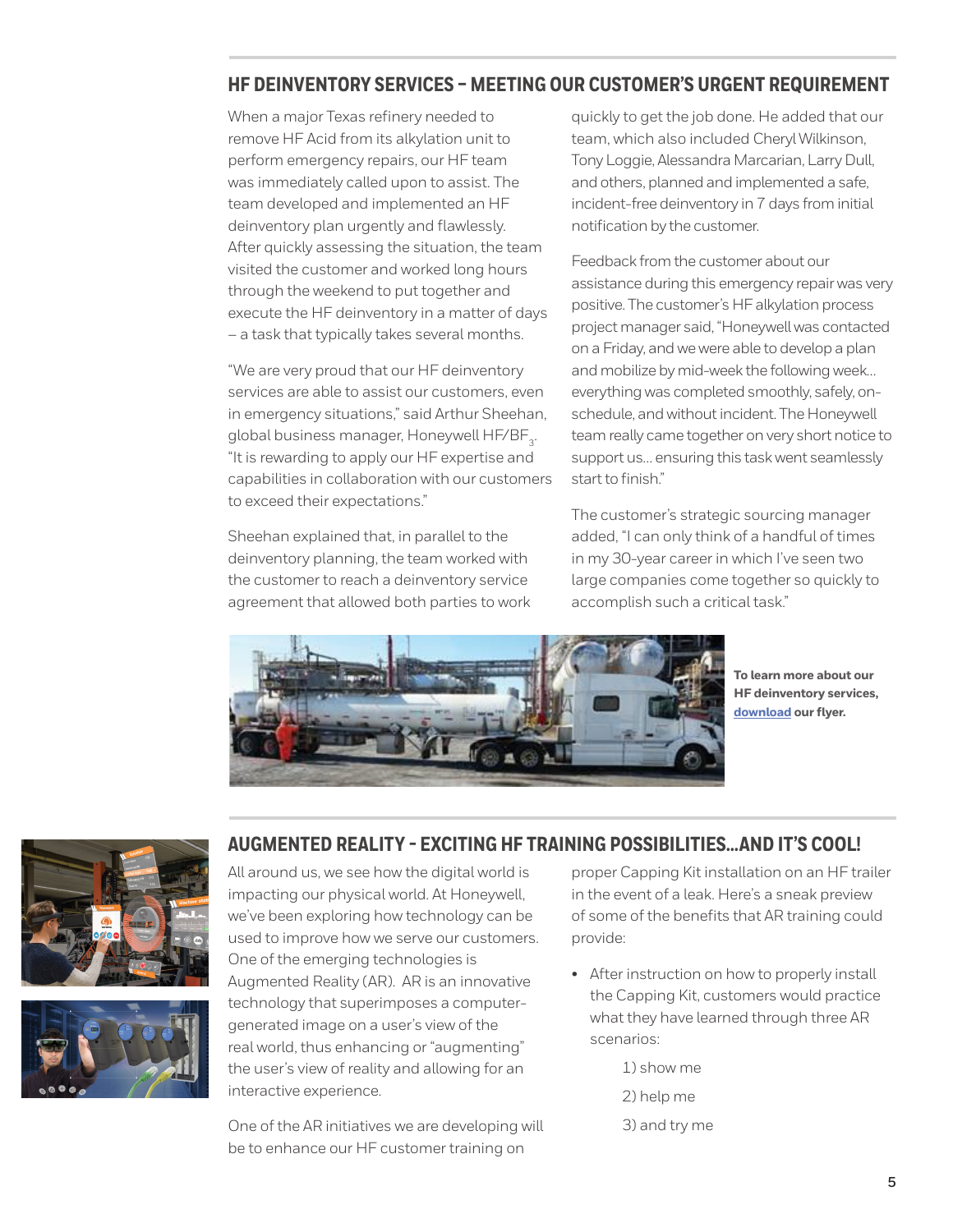## HF DEINVENTORY SERVICES – MEETING OUR CUSTOMER'S URGENT REQUIREMENT

When a major Texas refinery needed to remove HF Acid from its alkylation unit to perform emergency repairs, our HF team was immediately called upon to assist. The team developed and implemented an HF deinventory plan urgently and flawlessly. After quickly assessing the situation, the team visited the customer and worked long hours through the weekend to put together and execute the HF deinventory in a matter of days – a task that typically takes several months.

"We are very proud that our HF deinventory services are able to assist our customers, even in emergency situations," said Arthur Sheehan, global business manager, Honeywell HF/$BF_3$. "It is rewarding to apply our HF expertise and capabilities in collaboration with our customers to exceed their expectations."

Sheehan explained that, in parallel to the deinventory planning, the team worked with the customer to reach a deinventory service agreement that allowed both parties to work quickly to get the job done. He added that our team, which also included Cheryl Wilkinson, Tony Loggie, Alessandra Marcarian, Larry Dull, and others, planned and implemented a safe, incident-free deinventory in 7 days from initial notification by the customer.

Feedback from the customer about our assistance during this emergency repair was very positive. The customer's HF alkylation process project manager said, "Honeywell was contacted on a Friday, and we were able to develop a plan and mobilize by mid-week the following week… everything was completed smoothly, safely, on-schedule, and without incident. The Honeywell team really came together on very short notice to support us… ensuring this task went seamlessly start to finish."

The customer's strategic sourcing manager added, "I can only think of a handful of times in my 30-year career in which I've seen two large companies come together so quickly to accomplish such a critical task."

**To learn more about our HF deinventory services, download our flyer.**

## AUGMENTED REALITY - EXCITING HF TRAINING POSSIBILITIES…AND IT'S COOL!

All around us, we see how the digital world is impacting our physical world. At Honeywell, we've been exploring how technology can be used to improve how we serve our customers. One of the emerging technologies is Augmented Reality (AR). AR is an innovative technology that superimposes a computer-generated image on a user's view of the real world, thus enhancing or "augmenting" the user's view of reality and allowing for an interactive experience.

One of the AR initiatives we are developing will be to enhance our HF customer training on proper Capping Kit installation on an HF trailer in the event of a leak. Here's a sneak preview of some of the benefits that AR training could provide:

- After instruction on how to properly install the Capping Kit, customers would practice what they have learned through three AR scenarios:
  1) show me
  2) help me
  3) and try me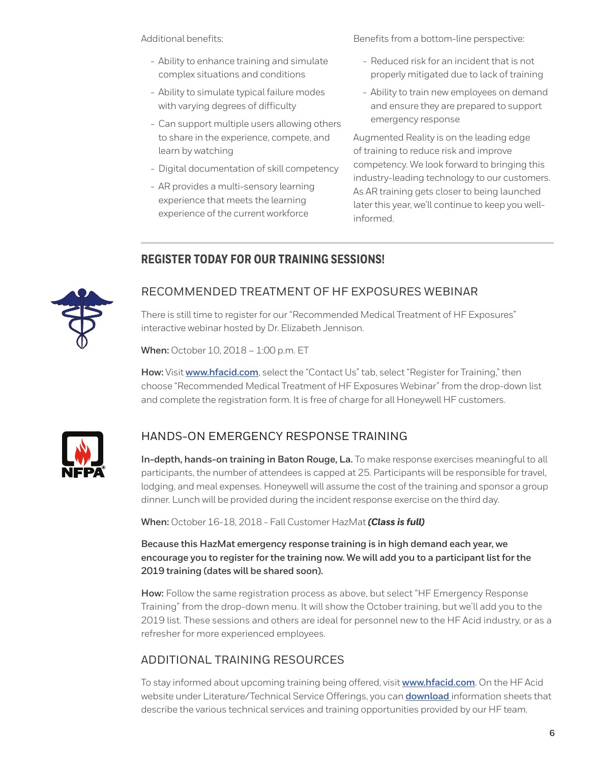Additional benefits:

- Ability to enhance training and simulate complex situations and conditions
- Ability to simulate typical failure modes with varying degrees of difficulty
- Can support multiple users allowing others to share in the experience, compete, and learn by watching
- Digital documentation of skill competency
- AR provides a multi-sensory learning experience that meets the learning experience of the current workforce

Benefits from a bottom-line perspective:

- Reduced risk for an incident that is not properly mitigated due to lack of training
- Ability to train new employees on demand and ensure they are prepared to support emergency response

Augmented Reality is on the leading edge of training to reduce risk and improve competency. We look forward to bringing this industry-leading technology to our customers. As AR training gets closer to being launched later this year, we'll continue to keep you well-informed.

## REGISTER TODAY FOR OUR TRAINING SESSIONS!

### RECOMMENDED TREATMENT OF HF EXPOSURES WEBINAR

There is still time to register for our "Recommended Medical Treatment of HF Exposures" interactive webinar hosted by Dr. Elizabeth Jennison.

**When:** October 10, 2018 – 1:00 p.m. ET

**How:** Visit **www.hfacid.com**, select the "Contact Us" tab, select "Register for Training," then choose "Recommended Medical Treatment of HF Exposures Webinar" from the drop-down list and complete the registration form. It is free of charge for all Honeywell HF customers.

### HANDS-ON EMERGENCY RESPONSE TRAINING

**In-depth, hands-on training in Baton Rouge, La.** To make response exercises meaningful to all participants, the number of attendees is capped at 25. Participants will be responsible for travel, lodging, and meal expenses. Honeywell will assume the cost of the training and sponsor a group dinner. Lunch will be provided during the incident response exercise on the third day.

**When:** October 16-18, 2018 - Fall Customer HazMat ***(Class is full)***

**Because this HazMat emergency response training is in high demand each year, we encourage you to register for the training now. We will add you to a participant list for the 2019 training (dates will be shared soon).**

**How:** Follow the same registration process as above, but select "HF Emergency Response Training" from the drop-down menu. It will show the October training, but we'll add you to the 2019 list. These sessions and others are ideal for personnel new to the HF Acid industry, or as a refresher for more experienced employees.

### ADDITIONAL TRAINING RESOURCES

To stay informed about upcoming training being offered, visit **www.hfacid.com**. On the HF Acid website under Literature/Technical Service Offerings, you can **download** information sheets that describe the various technical services and training opportunities provided by our HF team.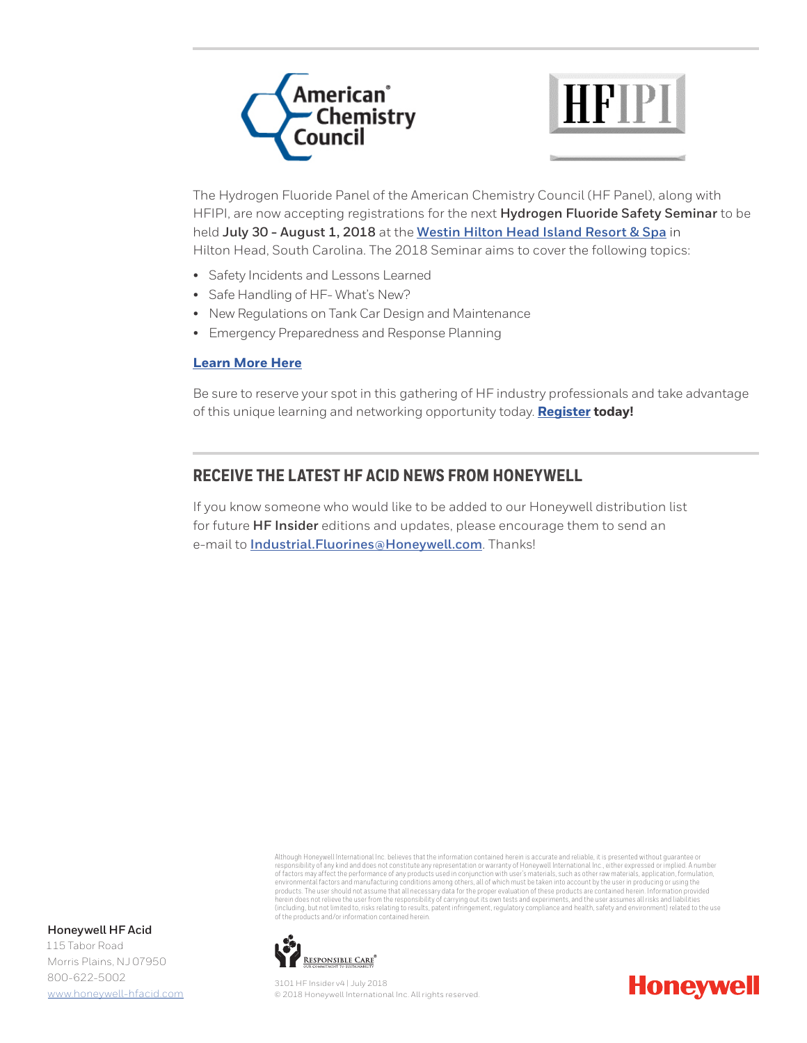The Hydrogen Fluoride Panel of the American Chemistry Council (HF Panel), along with HFIPI, are now accepting registrations for the next **Hydrogen Fluoride Safety Seminar** to be held **July 30 – August 1, 2018** at the Westin Hilton Head Island Resort & Spa in Hilton Head, South Carolina. The 2018 Seminar aims to cover the following topics:

- Safety Incidents and Lessons Learned
- Safe Handling of HF- What's New?
- New Regulations on Tank Car Design and Maintenance
- Emergency Preparedness and Response Planning

**Learn More Here**

Be sure to reserve your spot in this gathering of HF industry professionals and take advantage of this unique learning and networking opportunity today. **Register today!**

## RECEIVE THE LATEST HF ACID NEWS FROM HONEYWELL

If you know someone who would like to be added to our Honeywell distribution list for future **HF Insider** editions and updates, please encourage them to send an e-mail to Industrial.Fluorines@Honeywell.com. Thanks!

Although Honeywell International Inc. believes that the information contained herein is accurate and reliable, it is presented without guarantee or responsibility of any kind and does not constitute any representation or warranty of Honeywell International Inc., either expressed or implied. A number of factors may affect the performance of any products used in conjunction with user's materials, such as other raw materials, application, formulation, environmental factors and manufacturing conditions among others, all of which must be taken into account by the user in producing or using the products. The user should not assume that all necessary data for the proper evaluation of these products are contained herein. Information provided herein does not relieve the user from the responsibility of carrying out its own tests and experiments, and the user assumes all risks and liabilities (including, but not limited to, risks relating to results, patent infringement, regulatory compliance and health, safety and environment) related to the use of the products and/or information contained herein.

**Honeywell HF Acid**
115 Tabor Road
Morris Plains, NJ 07950
800-622-5002
www.honeywell-hfacid.com

3101 HF Insider v4 | July 2018
© 2018 Honeywell International Inc. All rights reserved.